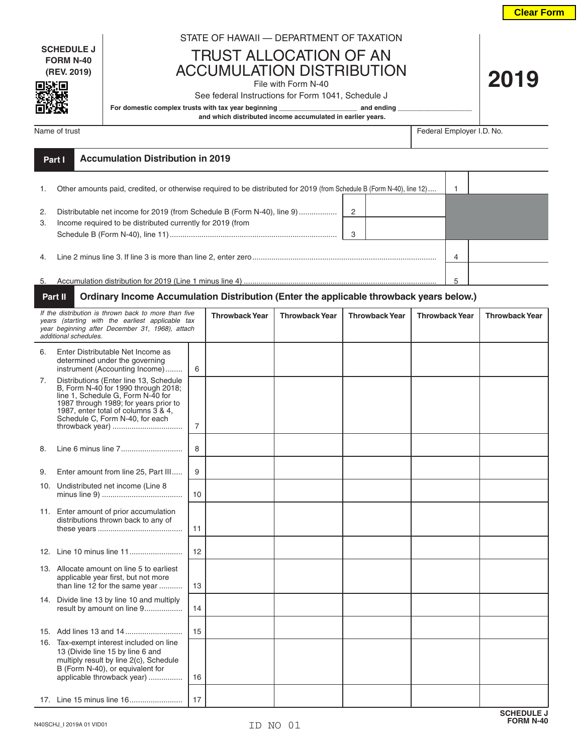Clear Form

**SCHEDULE J**
**FORM N-40**
**(REV. 2019)**

STATE OF HAWAII — DEPARTMENT OF TAXATION

# TRUST ALLOCATION OF AN ACCUMULATION DISTRIBUTION

File with Form N-40

See federal Instructions for Form 1041, Schedule J

**For domestic complex trusts with tax year beginning \_\_\_\_\_\_\_\_\_\_\_\_\_\_\_\_\_\_\_\_ and ending \_\_\_\_\_\_\_\_\_\_\_\_\_\_\_\_\_\_\_\_**
**and which distributed income accumulated in earlier years.**

**2019**

| Name of trust | Federal Employer I.D. No. |
|---|---|
| | |

## Part I Accumulation Distribution in 2019

| | | | | | |
|---|---|---|---|---|---|
| 1. | Other amounts paid, credited, or otherwise required to be distributed for 2019 (from Schedule B (Form N-40), line 12) | | | 1 | |
| 2. | Distributable net income for 2019 (from Schedule B (Form N-40), line 9) | 2 | | | |
| 3. | Income required to be distributed currently for 2019 (from Schedule B (Form N-40), line 11) | 3 | | | |
| 4. | Line 2 minus line 3. If line 3 is more than line 2, enter zero | | | 4 | |
| 5. | Accumulation distribution for 2019 (Line 1 minus line 4) | | | 5 | |

## Part II Ordinary Income Accumulation Distribution (Enter the applicable throwback years below.)

| *If the distribution is thrown back to more than five years (starting with the earliest applicable tax year beginning after December 31, 1968), attach additional schedules.* | | Throwback Year | Throwback Year | Throwback Year | Throwback Year | Throwback Year |
|---|---|---|---|---|---|---|
| 6. Enter Distributable Net Income as determined under the governing instrument (Accounting Income) | 6 | | | | | |
| 7. Distributions (Enter line 13, Schedule B, Form N-40 for 1990 through 2018; line 1, Schedule G, Form N-40 for 1987 through 1989; for years prior to 1987, enter total of columns 3 & 4, Schedule C, Form N-40, for each throwback year) | 7 | | | | | |
| 8. Line 6 minus line 7 | 8 | | | | | |
| 9. Enter amount from line 25, Part III | 9 | | | | | |
| 10. Undistributed net income (Line 8 minus line 9) | 10 | | | | | |
| 11. Enter amount of prior accumulation distributions thrown back to any of these years | 11 | | | | | |
| 12. Line 10 minus line 11 | 12 | | | | | |
| 13. Allocate amount on line 5 to earliest applicable year first, but not more than line 12 for the same year | 13 | | | | | |
| 14. Divide line 13 by line 10 and multiply result by amount on line 9 | 14 | | | | | |
| 15. Add lines 13 and 14 | 15 | | | | | |
| 16. Tax-exempt interest included on line 13 (Divide line 15 by line 6 and multiply result by line 2(c), Schedule B (Form N-40), or equivalent for applicable throwback year) | 16 | | | | | |
| 17. Line 15 minus line 16 | 17 | | | | | |

N40SCHJ_I 2019A 01 VID01 ID NO 01

**SCHEDULE J FORM N-40**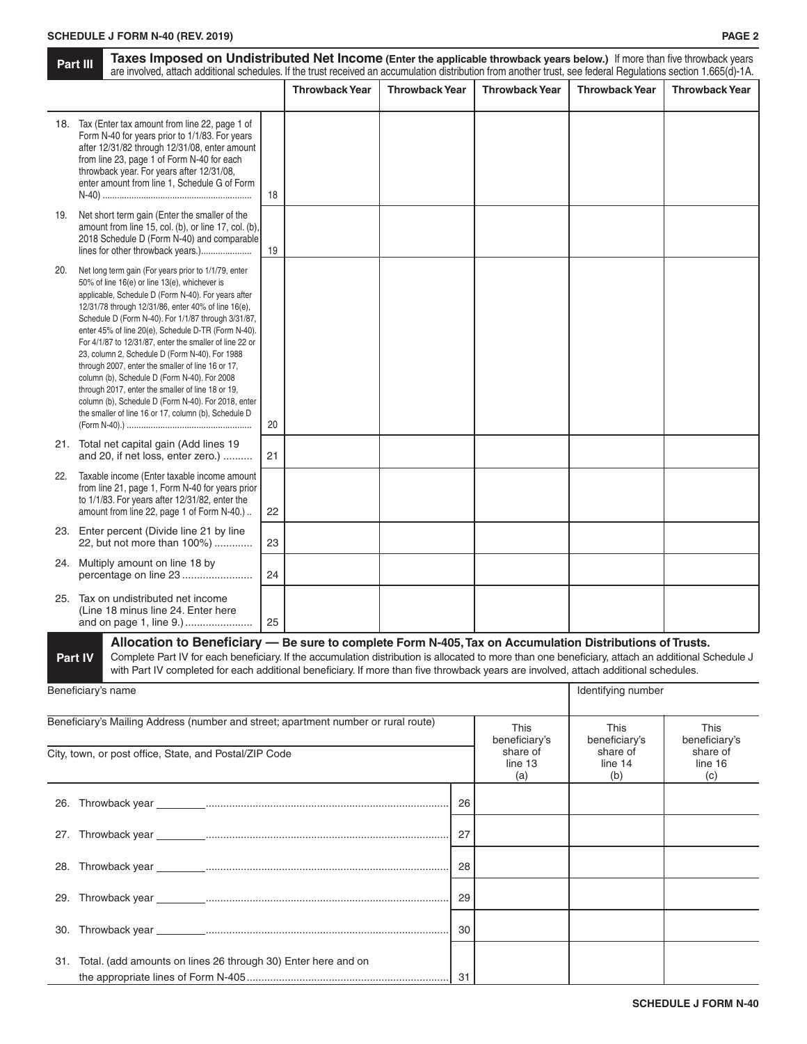## Part III Taxes Imposed on Undistributed Net Income (Enter the applicable throwback years below.)

If more than five throwback years are involved, attach additional schedules. If the trust received an accumulation distribution from another trust, see federal Regulations section 1.665(d)-1A.

| | | Throwback Year | Throwback Year | Throwback Year | Throwback Year | Throwback Year |
|---|---|---|---|---|---|---|
| 18. Tax (Enter tax amount from line 22, page 1 of Form N-40 for years prior to 1/1/83. For years after 12/31/82 through 12/31/08, enter amount from line 23, page 1 of Form N-40 for each throwback year. For years after 12/31/08, enter amount from line 1, Schedule G of Form N-40) | 18 | | | | | |
| 19. Net short term gain (Enter the smaller of the amount from line 15, col. (b), or line 17, col. (b), 2018 Schedule D (Form N-40) and comparable lines for other throwback years.) | 19 | | | | | |
| 20. Net long term gain (For years prior to 1/1/79, enter 50% of line 16(e) or line 13(e), whichever is applicable, Schedule D (Form N-40). For years after 12/31/78 through 12/31/86, enter 40% of line 16(e), Schedule D (Form N-40). For 1/1/87 through 3/31/87, enter 45% of line 20(e), Schedule D-TR (Form N-40). For 4/1/87 to 12/31/87, enter the smaller of line 22 or 23, column 2, Schedule D (Form N-40). For 1988 through 2007, enter the smaller of line 16 or 17, column (b), Schedule D (Form N-40). For 2008 through 2017, enter the smaller of line 18 or 19, column (b), Schedule D (Form N-40). For 2018, enter the smaller of line 16 or 17, column (b), Schedule D (Form N-40).) | 20 | | | | | |
| 21. Total net capital gain (Add lines 19 and 20, if net loss, enter zero.) | 21 | | | | | |
| 22. Taxable income (Enter taxable income amount from line 21, page 1, Form N-40 for years prior to 1/1/83. For years after 12/31/82, enter the amount from line 22, page 1 of Form N-40.) | 22 | | | | | |
| 23. Enter percent (Divide line 21 by line 22, but not more than 100%) | 23 | | | | | |
| 24. Multiply amount on line 18 by percentage on line 23 | 24 | | | | | |
| 25. Tax on undistributed net income (Line 18 minus line 24. Enter here and on page 1, line 9.) | 25 | | | | | |

## Part IV Allocation to Beneficiary — Be sure to complete Form N-405, Tax on Accumulation Distributions of Trusts.

Complete Part IV for each beneficiary. If the accumulation distribution is allocated to more than one beneficiary, attach an additional Schedule J with Part IV completed for each additional beneficiary. If more than five throwback years are involved, attach additional schedules.

Beneficiary's name

Identifying number

Beneficiary's Mailing Address (number and street; apartment number or rural route)

City, town, or post office, State, and Postal/ZIP Code

| | | This beneficiary's share of line 13 (a) | This beneficiary's share of line 14 (b) | This beneficiary's share of line 16 (c) |
|---|---|---|---|---|
| 26. Throwback year ________ | 26 | | | |
| 27. Throwback year ________ | 27 | | | |
| 28. Throwback year ________ | 28 | | | |
| 29. Throwback year ________ | 29 | | | |
| 30. Throwback year ________ | 30 | | | |
| 31. Total. (add amounts on lines 26 through 30) Enter here and on the appropriate lines of Form N-405 | 31 | | | |